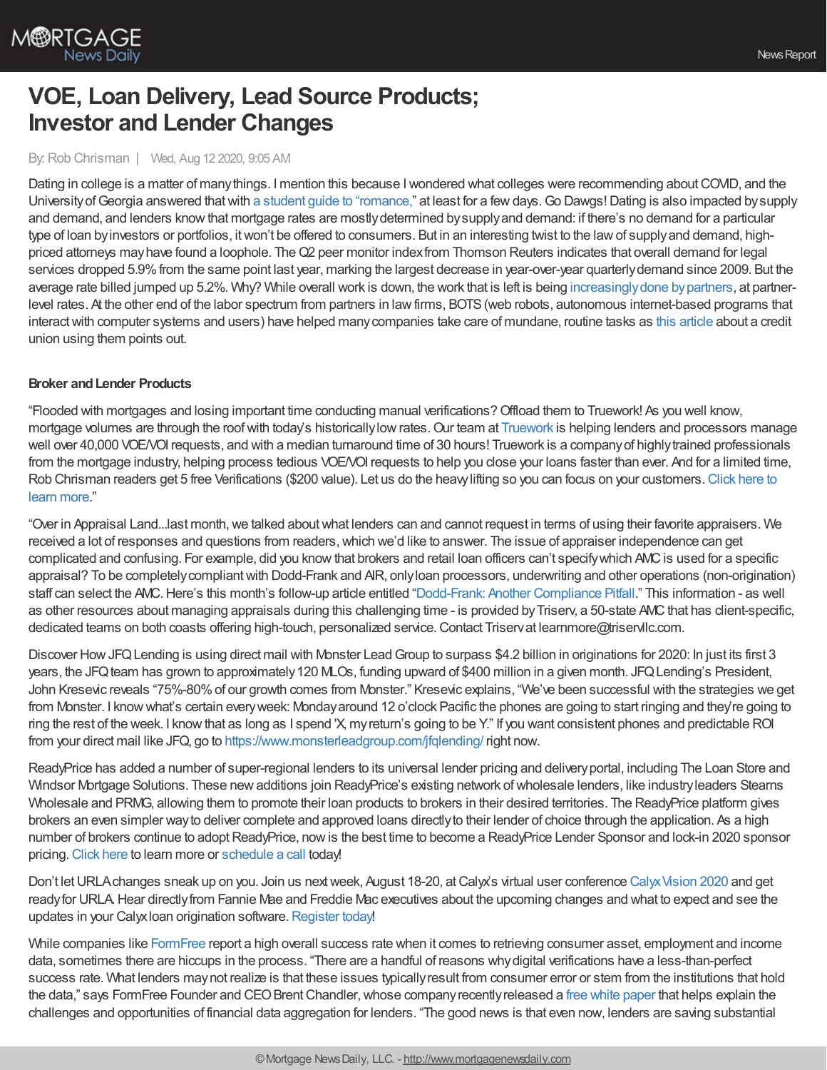# VOE, Loan Delivery, Lead Source Products; Investor and Lender Changes

By: Rob Chrisman | Wed, Aug 12 2020, 9:05 AM

Dating in college is a matter of many things. I mention this because I wondered what colleges were recommending about COVID, and the University of Georgia answered that with a student guide to "romance," at least for a few days. Go Dawgs! Dating is also impacted by supply and demand, and lenders know that mortgage rates are mostly determined by supply and demand: if there's no demand for a particular type of loan by investors or portfolios, it won't be offered to consumers. But in an interesting twist to the law of supply and demand, high-priced attorneys may have found a loophole. The Q2 peer monitor index from Thomson Reuters indicates that overall demand for legal services dropped 5.9% from the same point last year, marking the largest decrease in year-over-year quarterly demand since 2009. But the average rate billed jumped up 5.2%. Why? While overall work is down, the work that is left is being increasingly done by partners, at partner-level rates. At the other end of the labor spectrum from partners in law firms, BOTS (web robots, autonomous internet-based programs that interact with computer systems and users) have helped many companies take care of mundane, routine tasks as this article about a credit union using them points out.

**Broker and Lender Products**

"Flooded with mortgages and losing important time conducting manual verifications? Offload them to Truework! As you well know, mortgage volumes are through the roof with today's historically low rates. Our team at Truework is helping lenders and processors manage well over 40,000 VOE/VOI requests, and with a median turnaround time of 30 hours! Truework is a company of highly trained professionals from the mortgage industry, helping process tedious VOE/VOI requests to help you close your loans faster than ever. And for a limited time, Rob Chrisman readers get 5 free Verifications ($200 value). Let us do the heavy lifting so you can focus on your customers. Click here to learn more."

"Over in Appraisal Land...last month, we talked about what lenders can and cannot request in terms of using their favorite appraisers. We received a lot of responses and questions from readers, which we'd like to answer. The issue of appraiser independence can get complicated and confusing. For example, did you know that brokers and retail loan officers can't specify which AMC is used for a specific appraisal? To be completely compliant with Dodd-Frank and AIR, only loan processors, underwriting and other operations (non-origination) staff can select the AMC. Here's this month's follow-up article entitled "Dodd-Frank: Another Compliance Pitfall." This information - as well as other resources about managing appraisals during this challenging time - is provided by Triserv, a 50-state AMC that has client-specific, dedicated teams on both coasts offering high-touch, personalized service. Contact Triserv at learnmore@triservllc.com.

Discover How JFQ Lending is using direct mail with Monster Lead Group to surpass $4.2 billion in originations for 2020: In just its first 3 years, the JFQ team has grown to approximately 120 MLOs, funding upward of $400 million in a given month. JFQ Lending's President, John Kresevic reveals "75%-80% of our growth comes from Monster." Kresevic explains, "We've been successful with the strategies we get from Monster. I know what's certain every week: Monday around 12 o'clock Pacific the phones are going to start ringing and they're going to ring the rest of the week. I know that as long as I spend 'X, my return's going to be Y." If you want consistent phones and predictable ROI from your direct mail like JFQ, go to https://www.monsterleadgroup.com/jfqlending/ right now.

ReadyPrice has added a number of super-regional lenders to its universal lender pricing and delivery portal, including The Loan Store and Windsor Mortgage Solutions. These new additions join ReadyPrice's existing network of wholesale lenders, like industry leaders Stearns Wholesale and PRMG, allowing them to promote their loan products to brokers in their desired territories. The ReadyPrice platform gives brokers an even simpler way to deliver complete and approved loans directly to their lender of choice through the application. As a high number of brokers continue to adopt ReadyPrice, now is the best time to become a ReadyPrice Lender Sponsor and lock-in 2020 sponsor pricing. Click here to learn more or schedule a call today!

Don't let URLA changes sneak up on you. Join us next week, August 18-20, at Calyx's virtual user conference Calyx Vision 2020 and get ready for URLA. Hear directly from Fannie Mae and Freddie Mac executives about the upcoming changes and what to expect and see the updates in your Calyx loan origination software. Register today!

While companies like FormFree report a high overall success rate when it comes to retrieving consumer asset, employment and income data, sometimes there are hiccups in the process. "There are a handful of reasons why digital verifications have a less-than-perfect success rate. What lenders may not realize is that these issues typically result from consumer error or stem from the institutions that hold the data," says FormFree Founder and CEO Brent Chandler, whose company recently released a free white paper that helps explain the challenges and opportunities of financial data aggregation for lenders. "The good news is that even now, lenders are saving substantial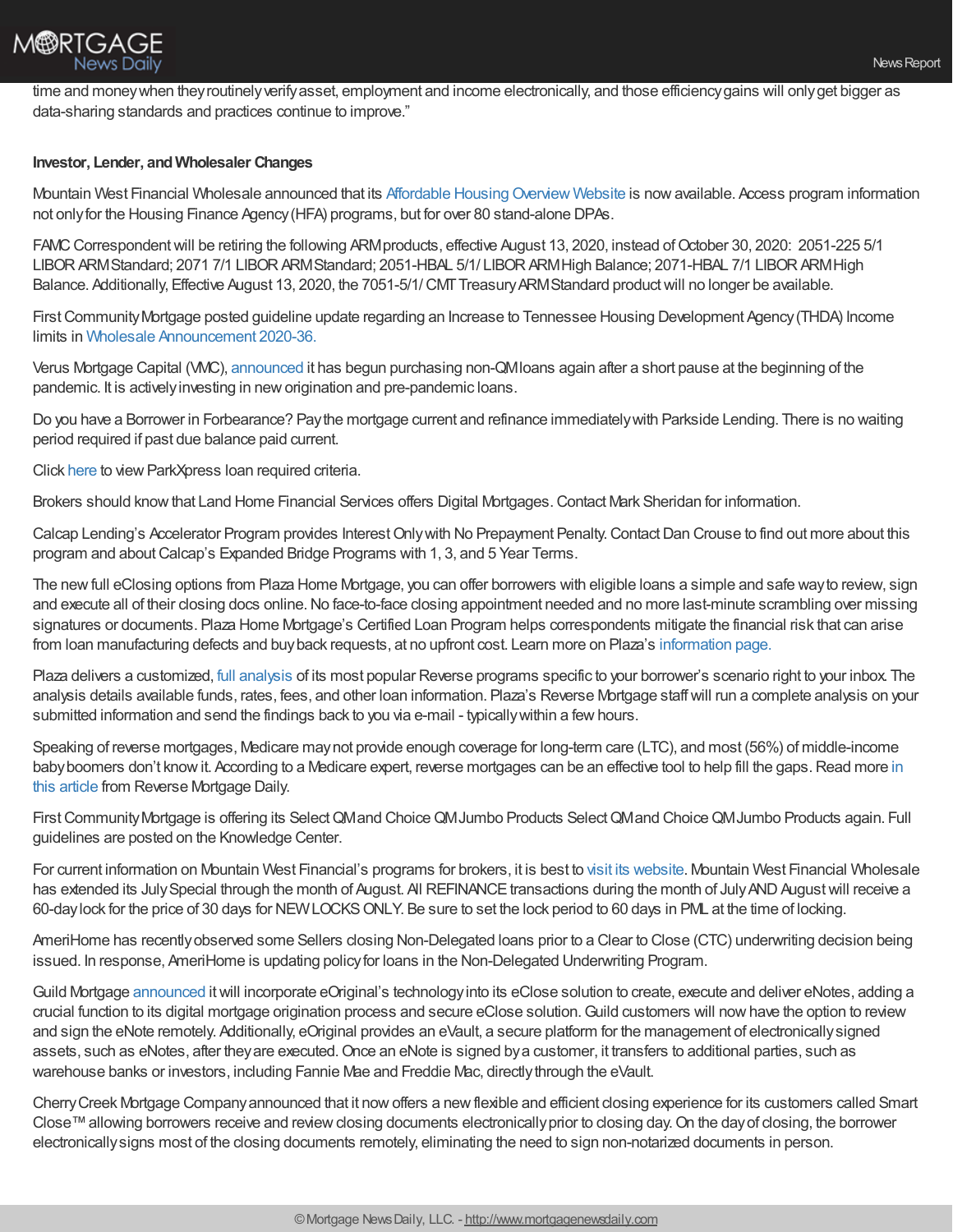time and money when they routinely verify asset, employment and income electronically, and those efficiency gains will only get bigger as data-sharing standards and practices continue to improve."

**Investor, Lender, and Wholesaler Changes**

Mountain West Financial Wholesale announced that its Affordable Housing Overview Website is now available. Access program information not only for the Housing Finance Agency (HFA) programs, but for over 80 stand-alone DPAs.

FAMC Correspondent will be retiring the following ARM products, effective August 13, 2020, instead of October 30, 2020: 2051-225 5/1 LIBOR ARM Standard; 2071 7/1 LIBOR ARM Standard; 2051-HBAL 5/1/ LIBOR ARM High Balance; 2071-HBAL 7/1 LIBOR ARM High Balance. Additionally, Effective August 13, 2020, the 7051-5/1/ CMT Treasury ARM Standard product will no longer be available.

First Community Mortgage posted guideline update regarding an Increase to Tennessee Housing Development Agency (THDA) Income limits in Wholesale Announcement 2020-36.

Verus Mortgage Capital (VMC), announced it has begun purchasing non-QM loans again after a short pause at the beginning of the pandemic. It is actively investing in new origination and pre-pandemic loans.

Do you have a Borrower in Forbearance? Pay the mortgage current and refinance immediately with Parkside Lending. There is no waiting period required if past due balance paid current.

Click here to view ParkXpress loan required criteria.

Brokers should know that Land Home Financial Services offers Digital Mortgages. Contact Mark Sheridan for information.

Calcap Lending's Accelerator Program provides Interest Only with No Prepayment Penalty. Contact Dan Crouse to find out more about this program and about Calcap's Expanded Bridge Programs with 1, 3, and 5 Year Terms.

The new full eClosing options from Plaza Home Mortgage, you can offer borrowers with eligible loans a simple and safe way to review, sign and execute all of their closing docs online. No face-to-face closing appointment needed and no more last-minute scrambling over missing signatures or documents. Plaza Home Mortgage's Certified Loan Program helps correspondents mitigate the financial risk that can arise from loan manufacturing defects and buy back requests, at no upfront cost. Learn more on Plaza's information page.

Plaza delivers a customized, full analysis of its most popular Reverse programs specific to your borrower's scenario right to your inbox. The analysis details available funds, rates, fees, and other loan information. Plaza's Reverse Mortgage staff will run a complete analysis on your submitted information and send the findings back to you via e-mail - typically within a few hours.

Speaking of reverse mortgages, Medicare may not provide enough coverage for long-term care (LTC), and most (56%) of middle-income baby boomers don't know it. According to a Medicare expert, reverse mortgages can be an effective tool to help fill the gaps. Read more in this article from Reverse Mortgage Daily.

First Community Mortgage is offering its Select QM and Choice QM Jumbo Products Select QM and Choice QM Jumbo Products again. Full guidelines are posted on the Knowledge Center.

For current information on Mountain West Financial's programs for brokers, it is best to visit its website. Mountain West Financial Wholesale has extended its July Special through the month of August. All REFINANCE transactions during the month of July AND August will receive a 60-day lock for the price of 30 days for NEW LOCKS ONLY. Be sure to set the lock period to 60 days in PML at the time of locking.

AmeriHome has recently observed some Sellers closing Non-Delegated loans prior to a Clear to Close (CTC) underwriting decision being issued. In response, AmeriHome is updating policy for loans in the Non-Delegated Underwriting Program.

Guild Mortgage announced it will incorporate eOriginal's technology into its eClose solution to create, execute and deliver eNotes, adding a crucial function to its digital mortgage origination process and secure eClose solution. Guild customers will now have the option to review and sign the eNote remotely. Additionally, eOriginal provides an eVault, a secure platform for the management of electronically signed assets, such as eNotes, after they are executed. Once an eNote is signed by a customer, it transfers to additional parties, such as warehouse banks or investors, including Fannie Mae and Freddie Mac, directly through the eVault.

Cherry Creek Mortgage Company announced that it now offers a new flexible and efficient closing experience for its customers called Smart Close™ allowing borrowers receive and review closing documents electronically prior to closing day. On the day of closing, the borrower electronically signs most of the closing documents remotely, eliminating the need to sign non-notarized documents in person.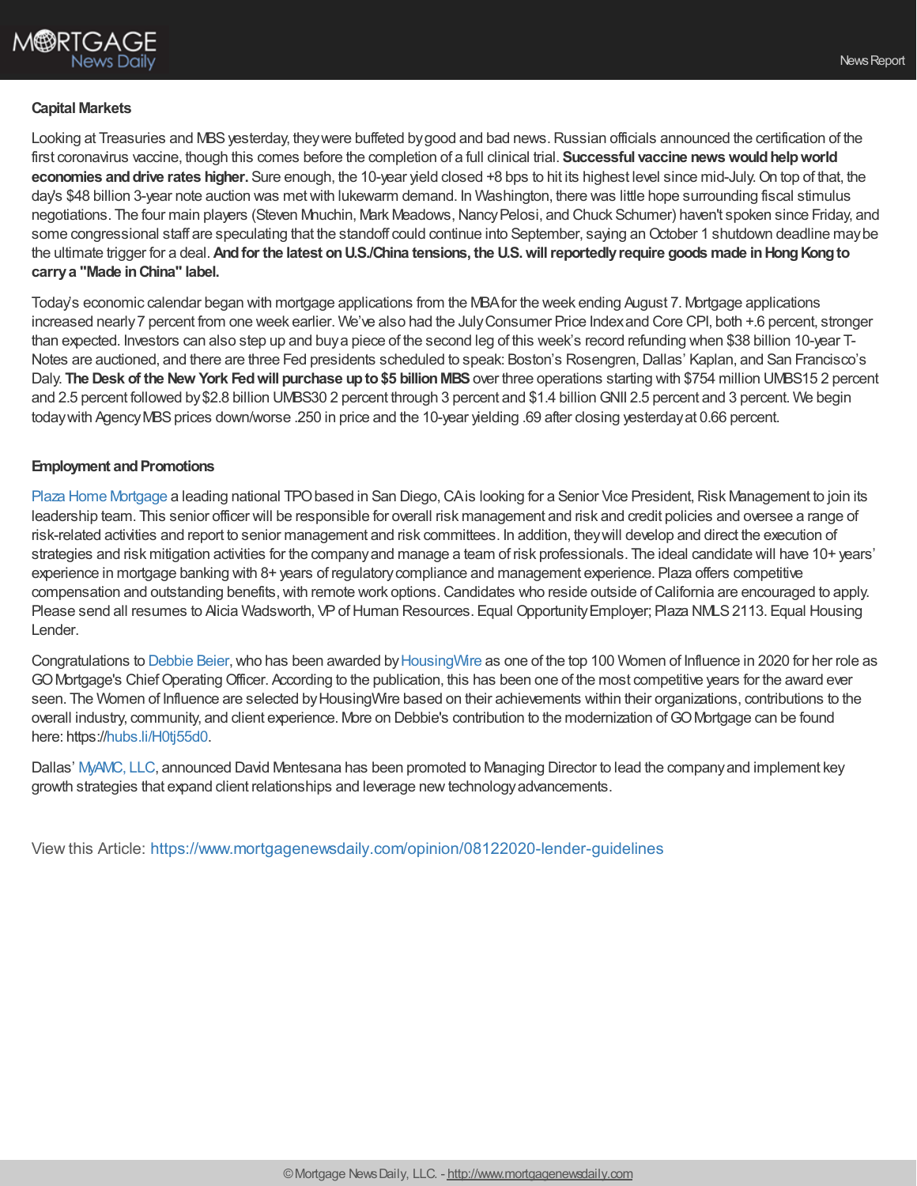**Capital Markets**

Looking at Treasuries and MBS yesterday, they were buffeted by good and bad news. Russian officials announced the certification of the first coronavirus vaccine, though this comes before the completion of a full clinical trial. **Successful vaccine news would help world economies and drive rates higher.** Sure enough, the 10-year yield closed +8 bps to hit its highest level since mid-July. On top of that, the day's $48 billion 3-year note auction was met with lukewarm demand. In Washington, there was little hope surrounding fiscal stimulus negotiations. The four main players (Steven Mnuchin, Mark Meadows, Nancy Pelosi, and Chuck Schumer) haven't spoken since Friday, and some congressional staff are speculating that the standoff could continue into September, saying an October 1 shutdown deadline may be the ultimate trigger for a deal. **And for the latest on U.S./China tensions, the U.S. will reportedly require goods made in Hong Kong to carry a "Made in China" label.**

Today's economic calendar began with mortgage applications from the MBA for the week ending August 7. Mortgage applications increased nearly 7 percent from one week earlier. We've also had the July Consumer Price Index and Core CPI, both +.6 percent, stronger than expected. Investors can also step up and buy a piece of the second leg of this week's record refunding when $38 billion 10-year T-Notes are auctioned, and there are three Fed presidents scheduled to speak: Boston's Rosengren, Dallas' Kaplan, and San Francisco's Daly. **The Desk of the New York Fed will purchase up to $5 billion MBS** over three operations starting with $754 million UMBS15 2 percent and 2.5 percent followed by $2.8 billion UMBS30 2 percent through 3 percent and $1.4 billion GNII 2.5 percent and 3 percent. We begin today with Agency MBS prices down/worse .250 in price and the 10-year yielding .69 after closing yesterday at 0.66 percent.

**Employment and Promotions**

Plaza Home Mortgage a leading national TPO based in San Diego, CA is looking for a Senior Vice President, Risk Management to join its leadership team. This senior officer will be responsible for overall risk management and risk and credit policies and oversee a range of risk-related activities and report to senior management and risk committees. In addition, they will develop and direct the execution of strategies and risk mitigation activities for the company and manage a team of risk professionals. The ideal candidate will have 10+ years' experience in mortgage banking with 8+ years of regulatory compliance and management experience. Plaza offers competitive compensation and outstanding benefits, with remote work options. Candidates who reside outside of California are encouraged to apply. Please send all resumes to Alicia Wadsworth, VP of Human Resources. Equal Opportunity Employer; Plaza NMLS 2113. Equal Housing Lender.

Congratulations to Debbie Beier, who has been awarded by HousingWire as one of the top 100 Women of Influence in 2020 for her role as GO Mortgage's Chief Operating Officer. According to the publication, this has been one of the most competitive years for the award ever seen. The Women of Influence are selected by HousingWire based on their achievements within their organizations, contributions to the overall industry, community, and client experience. More on Debbie's contribution to the modernization of GO Mortgage can be found here: https://hubs.li/H0tj55d0.

Dallas' MyAMC, LLC, announced David Mentesana has been promoted to Managing Director to lead the company and implement key growth strategies that expand client relationships and leverage new technology advancements.

View this Article: https://www.mortgagenewsdaily.com/opinion/08122020-lender-guidelines